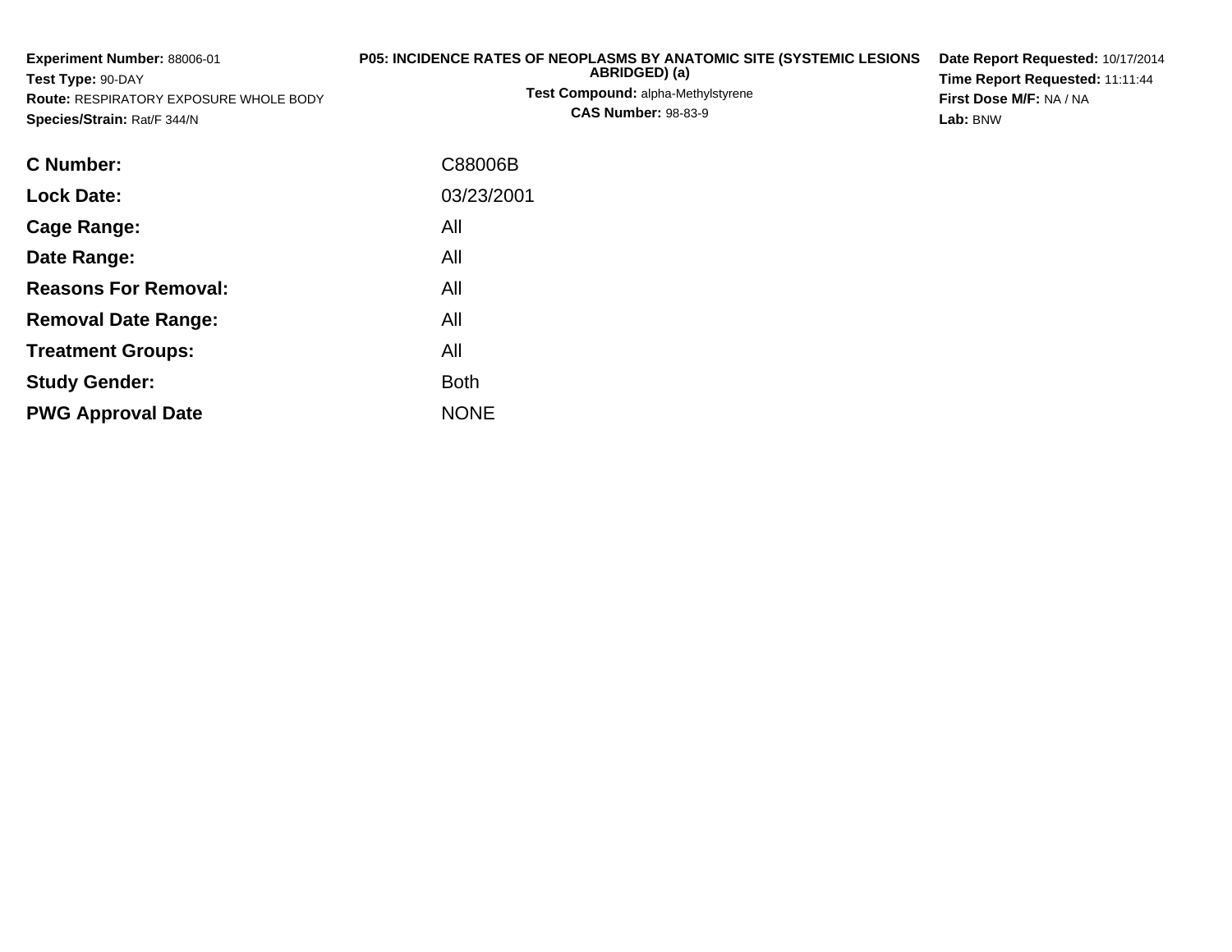**Experiment Number:** 88006-01
**Test Type:** 90-DAY
**Route:** RESPIRATORY EXPOSURE WHOLE BODY
**Species/Strain:** Rat/F 344/N

**P05: INCIDENCE RATES OF NEOPLASMS BY ANATOMIC SITE (SYSTEMIC LESIONS ABRIDGED) (a)**
**Test Compound:** alpha-Methylstyrene
**CAS Number:** 98-83-9

**Date Report Requested:** 10/17/2014
**Time Report Requested:** 11:11:44
**First Dose M/F:** NA / NA
**Lab:** BNW

| | |
|---|---|
| **C Number:** | C88006B |
| **Lock Date:** | 03/23/2001 |
| **Cage Range:** | All |
| **Date Range:** | All |
| **Reasons For Removal:** | All |
| **Removal Date Range:** | All |
| **Treatment Groups:** | All |
| **Study Gender:** | Both |
| **PWG Approval Date** | NONE |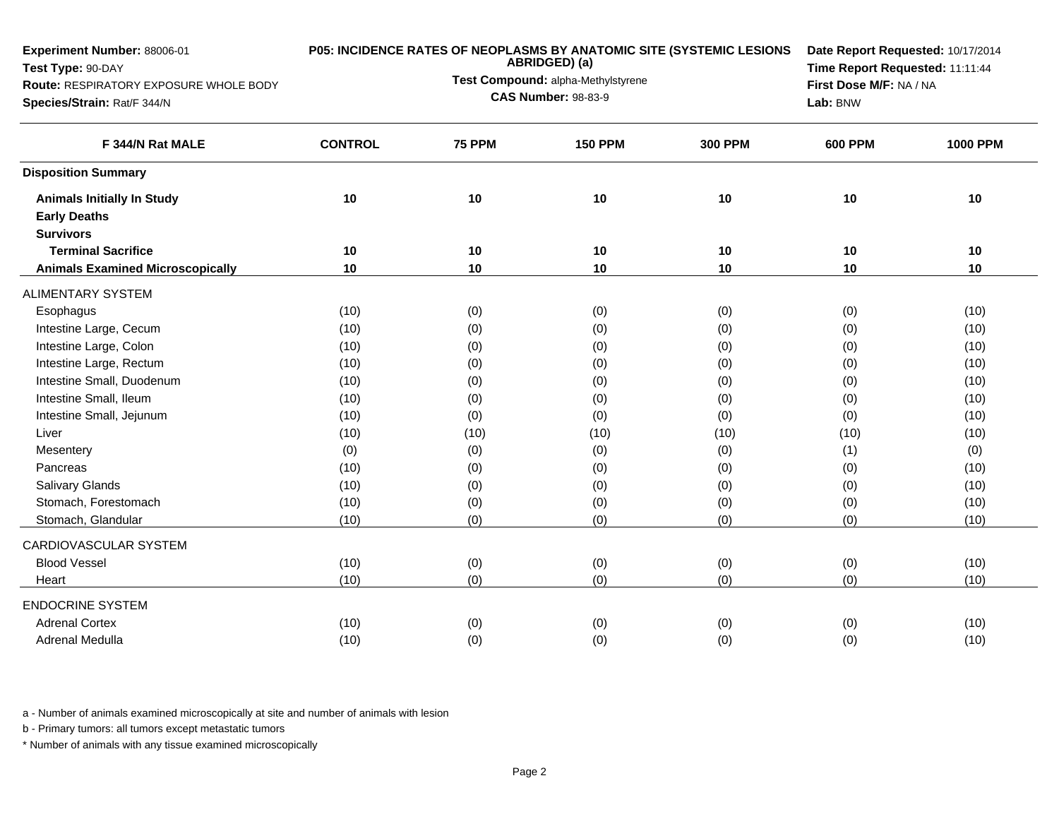**Experiment Number:** 88006-01
**Test Type:** 90-DAY
**Route:** RESPIRATORY EXPOSURE WHOLE BODY
**Species/Strain:** Rat/F 344/N

**P05: INCIDENCE RATES OF NEOPLASMS BY ANATOMIC SITE (SYSTEMIC LESIONS ABRIDGED) (a)**
**Test Compound:** alpha-Methylstyrene
**CAS Number:** 98-83-9

**Date Report Requested:** 10/17/2014
**Time Report Requested:** 11:11:44
**First Dose M/F:** NA / NA
**Lab:** BNW

| F 344/N Rat MALE | CONTROL | 75 PPM | 150 PPM | 300 PPM | 600 PPM | 1000 PPM |
|---|---|---|---|---|---|---|
| **Disposition Summary** | | | | | | |
| **Animals Initially In Study** | 10 | 10 | 10 | 10 | 10 | 10 |
| **Early Deaths** | | | | | | |
| **Survivors** | | | | | | |
| **Terminal Sacrifice** | 10 | 10 | 10 | 10 | 10 | 10 |
| **Animals Examined Microscopically** | 10 | 10 | 10 | 10 | 10 | 10 |
| ALIMENTARY SYSTEM | | | | | | |
| Esophagus | (10) | (0) | (0) | (0) | (0) | (10) |
| Intestine Large, Cecum | (10) | (0) | (0) | (0) | (0) | (10) |
| Intestine Large, Colon | (10) | (0) | (0) | (0) | (0) | (10) |
| Intestine Large, Rectum | (10) | (0) | (0) | (0) | (0) | (10) |
| Intestine Small, Duodenum | (10) | (0) | (0) | (0) | (0) | (10) |
| Intestine Small, Ileum | (10) | (0) | (0) | (0) | (0) | (10) |
| Intestine Small, Jejunum | (10) | (0) | (0) | (0) | (0) | (10) |
| Liver | (10) | (10) | (10) | (10) | (10) | (10) |
| Mesentery | (0) | (0) | (0) | (0) | (1) | (0) |
| Pancreas | (10) | (0) | (0) | (0) | (0) | (10) |
| Salivary Glands | (10) | (0) | (0) | (0) | (0) | (10) |
| Stomach, Forestomach | (10) | (0) | (0) | (0) | (0) | (10) |
| Stomach, Glandular | (10) | (0) | (0) | (0) | (0) | (10) |
| CARDIOVASCULAR SYSTEM | | | | | | |
| Blood Vessel | (10) | (0) | (0) | (0) | (0) | (10) |
| Heart | (10) | (0) | (0) | (0) | (0) | (10) |
| ENDOCRINE SYSTEM | | | | | | |
| Adrenal Cortex | (10) | (0) | (0) | (0) | (0) | (10) |
| Adrenal Medulla | (10) | (0) | (0) | (0) | (0) | (10) |

a - Number of animals examined microscopically at site and number of animals with lesion

b - Primary tumors: all tumors except metastatic tumors

* Number of animals with any tissue examined microscopically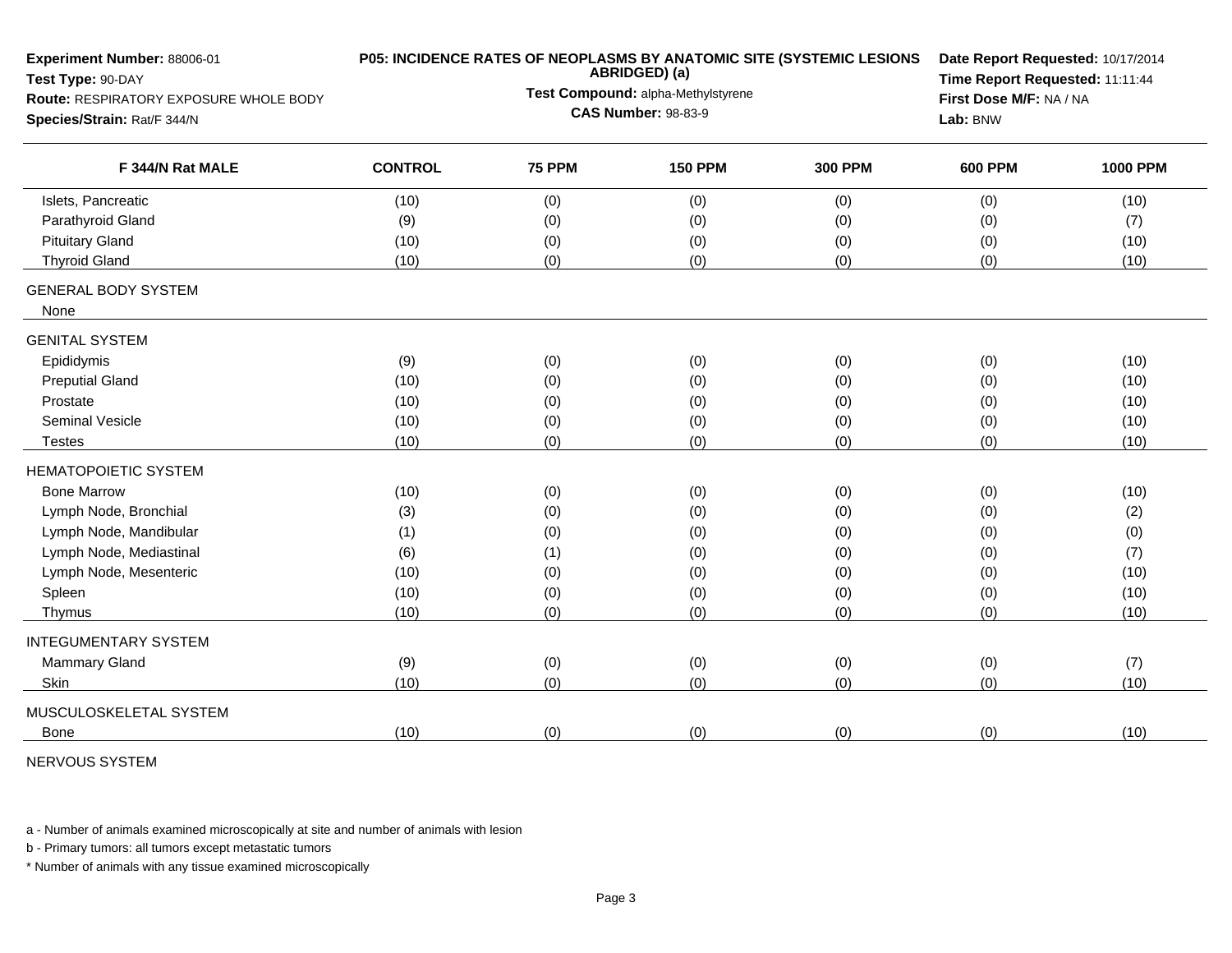**Experiment Number:** 88006-01
**Test Type:** 90-DAY
**Route:** RESPIRATORY EXPOSURE WHOLE BODY
**Species/Strain:** Rat/F 344/N

**P05: INCIDENCE RATES OF NEOPLASMS BY ANATOMIC SITE (SYSTEMIC LESIONS ABRIDGED) (a)**
**Test Compound:** alpha-Methylstyrene
**CAS Number:** 98-83-9

**Date Report Requested:** 10/17/2014
**Time Report Requested:** 11:11:44
**First Dose M/F:** NA / NA
**Lab:** BNW

| F 344/N Rat MALE | CONTROL | 75 PPM | 150 PPM | 300 PPM | 600 PPM | 1000 PPM |
|---|---|---|---|---|---|---|
| Islets, Pancreatic | (10) | (0) | (0) | (0) | (0) | (10) |
| Parathyroid Gland | (9) | (0) | (0) | (0) | (0) | (7) |
| Pituitary Gland | (10) | (0) | (0) | (0) | (0) | (10) |
| Thyroid Gland | (10) | (0) | (0) | (0) | (0) | (10) |
| GENERAL BODY SYSTEM | | | | | | |
| None | | | | | | |
| GENITAL SYSTEM | | | | | | |
| Epididymis | (9) | (0) | (0) | (0) | (0) | (10) |
| Preputial Gland | (10) | (0) | (0) | (0) | (0) | (10) |
| Prostate | (10) | (0) | (0) | (0) | (0) | (10) |
| Seminal Vesicle | (10) | (0) | (0) | (0) | (0) | (10) |
| Testes | (10) | (0) | (0) | (0) | (0) | (10) |
| HEMATOPOIETIC SYSTEM | | | | | | |
| Bone Marrow | (10) | (0) | (0) | (0) | (0) | (10) |
| Lymph Node, Bronchial | (3) | (0) | (0) | (0) | (0) | (2) |
| Lymph Node, Mandibular | (1) | (0) | (0) | (0) | (0) | (0) |
| Lymph Node, Mediastinal | (6) | (1) | (0) | (0) | (0) | (7) |
| Lymph Node, Mesenteric | (10) | (0) | (0) | (0) | (0) | (10) |
| Spleen | (10) | (0) | (0) | (0) | (0) | (10) |
| Thymus | (10) | (0) | (0) | (0) | (0) | (10) |
| INTEGUMENTARY SYSTEM | | | | | | |
| Mammary Gland | (9) | (0) | (0) | (0) | (0) | (7) |
| Skin | (10) | (0) | (0) | (0) | (0) | (10) |
| MUSCULOSKELETAL SYSTEM | | | | | | |
| Bone | (10) | (0) | (0) | (0) | (0) | (10) |
| NERVOUS SYSTEM | | | | | | |

a - Number of animals examined microscopically at site and number of animals with lesion

b - Primary tumors: all tumors except metastatic tumors

* Number of animals with any tissue examined microscopically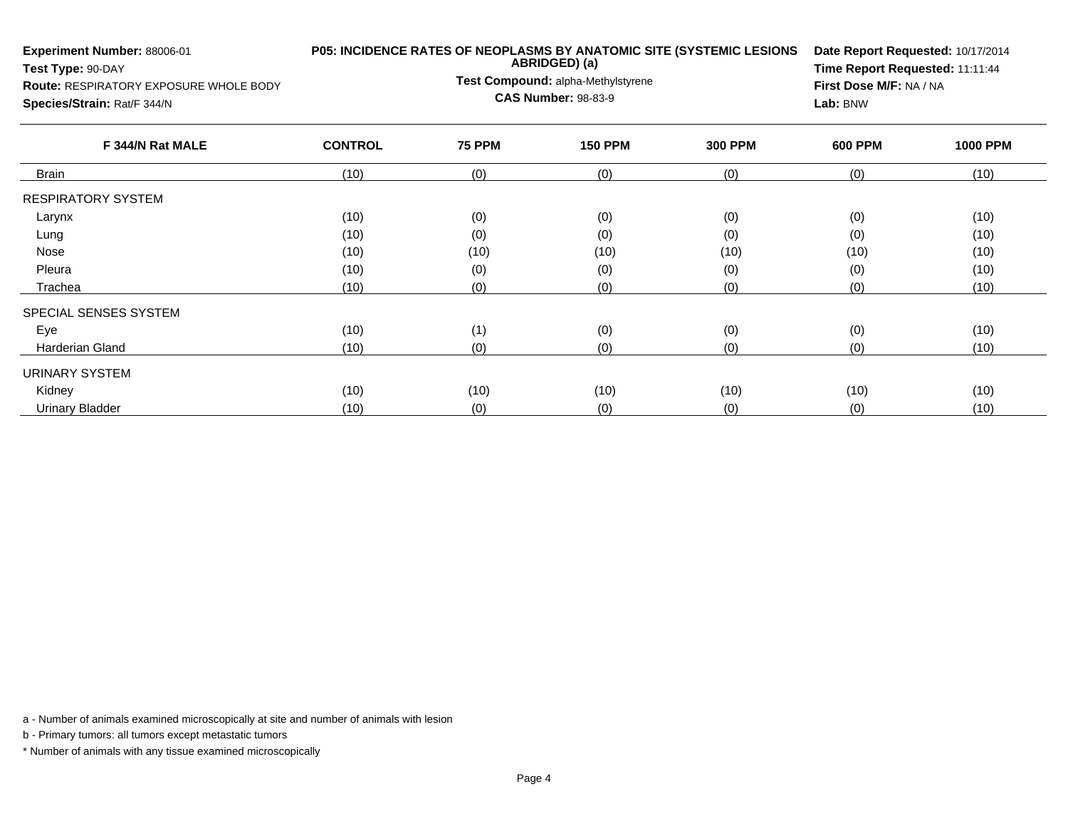**Experiment Number:** 88006-01
**Test Type:** 90-DAY
**Route:** RESPIRATORY EXPOSURE WHOLE BODY
**Species/Strain:** Rat/F 344/N

**P05: INCIDENCE RATES OF NEOPLASMS BY ANATOMIC SITE (SYSTEMIC LESIONS ABRIDGED) (a)**
**Test Compound:** alpha-Methylstyrene
**CAS Number:** 98-83-9

**Date Report Requested:** 10/17/2014
**Time Report Requested:** 11:11:44
**First Dose M/F:** NA / NA
**Lab:** BNW

| F 344/N Rat MALE | CONTROL | 75 PPM | 150 PPM | 300 PPM | 600 PPM | 1000 PPM |
|---|---|---|---|---|---|---|
| Brain | (10) | (0) | (0) | (0) | (0) | (10) |
| RESPIRATORY SYSTEM | | | | | | |
| Larynx | (10) | (0) | (0) | (0) | (0) | (10) |
| Lung | (10) | (0) | (0) | (0) | (0) | (10) |
| Nose | (10) | (10) | (10) | (10) | (10) | (10) |
| Pleura | (10) | (0) | (0) | (0) | (0) | (10) |
| Trachea | (10) | (0) | (0) | (0) | (0) | (10) |
| SPECIAL SENSES SYSTEM | | | | | | |
| Eye | (10) | (1) | (0) | (0) | (0) | (10) |
| Harderian Gland | (10) | (0) | (0) | (0) | (0) | (10) |
| URINARY SYSTEM | | | | | | |
| Kidney | (10) | (10) | (10) | (10) | (10) | (10) |
| Urinary Bladder | (10) | (0) | (0) | (0) | (0) | (10) |

a - Number of animals examined microscopically at site and number of animals with lesion

b - Primary tumors: all tumors except metastatic tumors

* Number of animals with any tissue examined microscopically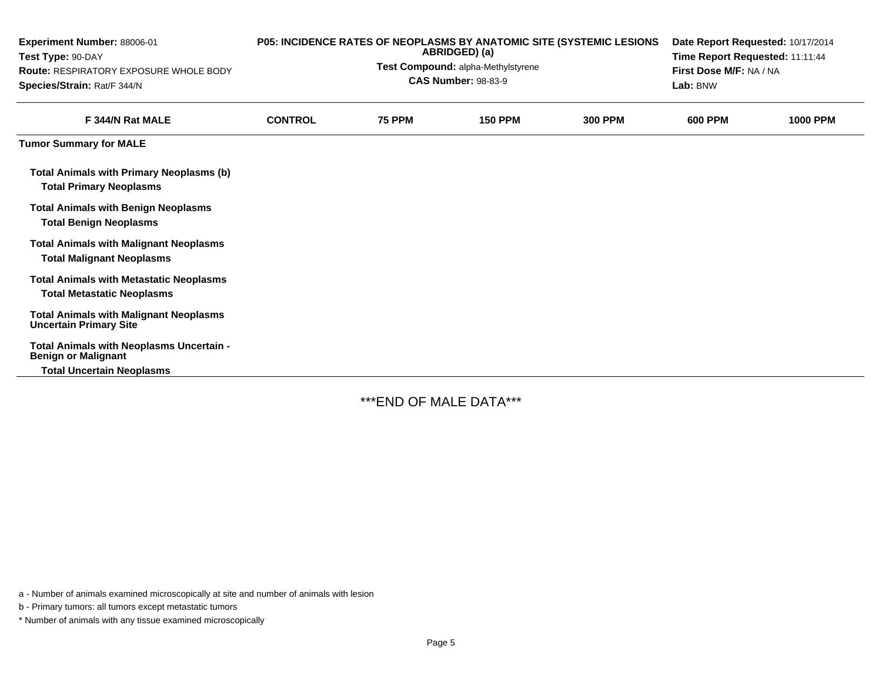**Experiment Number:** 88006-01
**Test Type:** 90-DAY
**Route:** RESPIRATORY EXPOSURE WHOLE BODY
**Species/Strain:** Rat/F 344/N

**P05: INCIDENCE RATES OF NEOPLASMS BY ANATOMIC SITE (SYSTEMIC LESIONS ABRIDGED) (a)**
**Test Compound:** alpha-Methylstyrene
**CAS Number:** 98-83-9

**Date Report Requested:** 10/17/2014
**Time Report Requested:** 11:11:44
**First Dose M/F:** NA / NA
**Lab:** BNW

| F 344/N Rat MALE | CONTROL | 75 PPM | 150 PPM | 300 PPM | 600 PPM | 1000 PPM |
|---|---|---|---|---|---|---|
| **Tumor Summary for MALE** | | | | | | |
| **Total Animals with Primary Neoplasms (b)** | | | | | | |
| **Total Primary Neoplasms** | | | | | | |
| **Total Animals with Benign Neoplasms** | | | | | | |
| **Total Benign Neoplasms** | | | | | | |
| **Total Animals with Malignant Neoplasms** | | | | | | |
| **Total Malignant Neoplasms** | | | | | | |
| **Total Animals with Metastatic Neoplasms** | | | | | | |
| **Total Metastatic Neoplasms** | | | | | | |
| **Total Animals with Malignant Neoplasms Uncertain Primary Site** | | | | | | |
| **Total Animals with Neoplasms Uncertain - Benign or Malignant** | | | | | | |
| **Total Uncertain Neoplasms** | | | | | | |

***END OF MALE DATA***

a - Number of animals examined microscopically at site and number of animals with lesion

b - Primary tumors: all tumors except metastatic tumors

* Number of animals with any tissue examined microscopically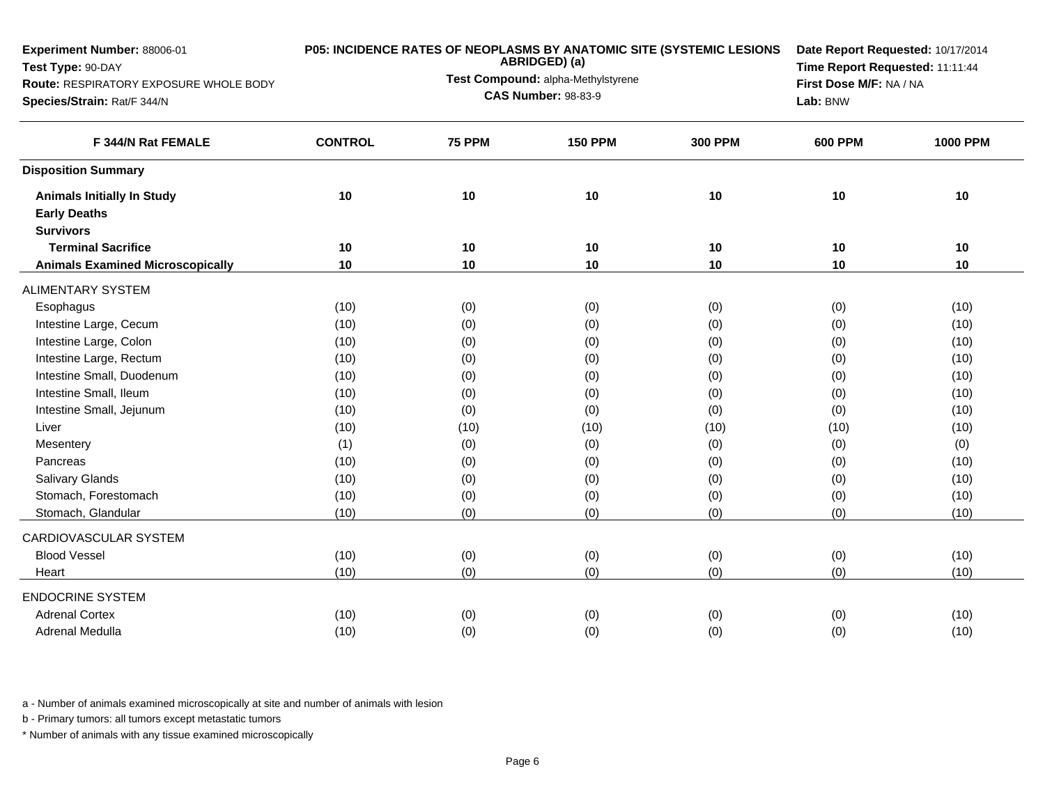**Experiment Number:** 88006-01
**Test Type:** 90-DAY
**Route:** RESPIRATORY EXPOSURE WHOLE BODY
**Species/Strain:** Rat/F 344/N

**P05: INCIDENCE RATES OF NEOPLASMS BY ANATOMIC SITE (SYSTEMIC LESIONS ABRIDGED) (a)**
**Test Compound:** alpha-Methylstyrene
**CAS Number:** 98-83-9

**Date Report Requested:** 10/17/2014
**Time Report Requested:** 11:11:44
**First Dose M/F:** NA / NA
**Lab:** BNW

| F 344/N Rat FEMALE | CONTROL | 75 PPM | 150 PPM | 300 PPM | 600 PPM | 1000 PPM |
|---|---|---|---|---|---|---|
| **Disposition Summary** | | | | | | |
| **Animals Initially In Study** | 10 | 10 | 10 | 10 | 10 | 10 |
| **Early Deaths** | | | | | | |
| **Survivors** | | | | | | |
| **Terminal Sacrifice** | 10 | 10 | 10 | 10 | 10 | 10 |
| **Animals Examined Microscopically** | 10 | 10 | 10 | 10 | 10 | 10 |
| ALIMENTARY SYSTEM | | | | | | |
| Esophagus | (10) | (0) | (0) | (0) | (0) | (10) |
| Intestine Large, Cecum | (10) | (0) | (0) | (0) | (0) | (10) |
| Intestine Large, Colon | (10) | (0) | (0) | (0) | (0) | (10) |
| Intestine Large, Rectum | (10) | (0) | (0) | (0) | (0) | (10) |
| Intestine Small, Duodenum | (10) | (0) | (0) | (0) | (0) | (10) |
| Intestine Small, Ileum | (10) | (0) | (0) | (0) | (0) | (10) |
| Intestine Small, Jejunum | (10) | (0) | (0) | (0) | (0) | (10) |
| Liver | (10) | (10) | (10) | (10) | (10) | (10) |
| Mesentery | (1) | (0) | (0) | (0) | (0) | (0) |
| Pancreas | (10) | (0) | (0) | (0) | (0) | (10) |
| Salivary Glands | (10) | (0) | (0) | (0) | (0) | (10) |
| Stomach, Forestomach | (10) | (0) | (0) | (0) | (0) | (10) |
| Stomach, Glandular | (10) | (0) | (0) | (0) | (0) | (10) |
| CARDIOVASCULAR SYSTEM | | | | | | |
| Blood Vessel | (10) | (0) | (0) | (0) | (0) | (10) |
| Heart | (10) | (0) | (0) | (0) | (0) | (10) |
| ENDOCRINE SYSTEM | | | | | | |
| Adrenal Cortex | (10) | (0) | (0) | (0) | (0) | (10) |
| Adrenal Medulla | (10) | (0) | (0) | (0) | (0) | (10) |

a - Number of animals examined microscopically at site and number of animals with lesion

b - Primary tumors: all tumors except metastatic tumors

* Number of animals with any tissue examined microscopically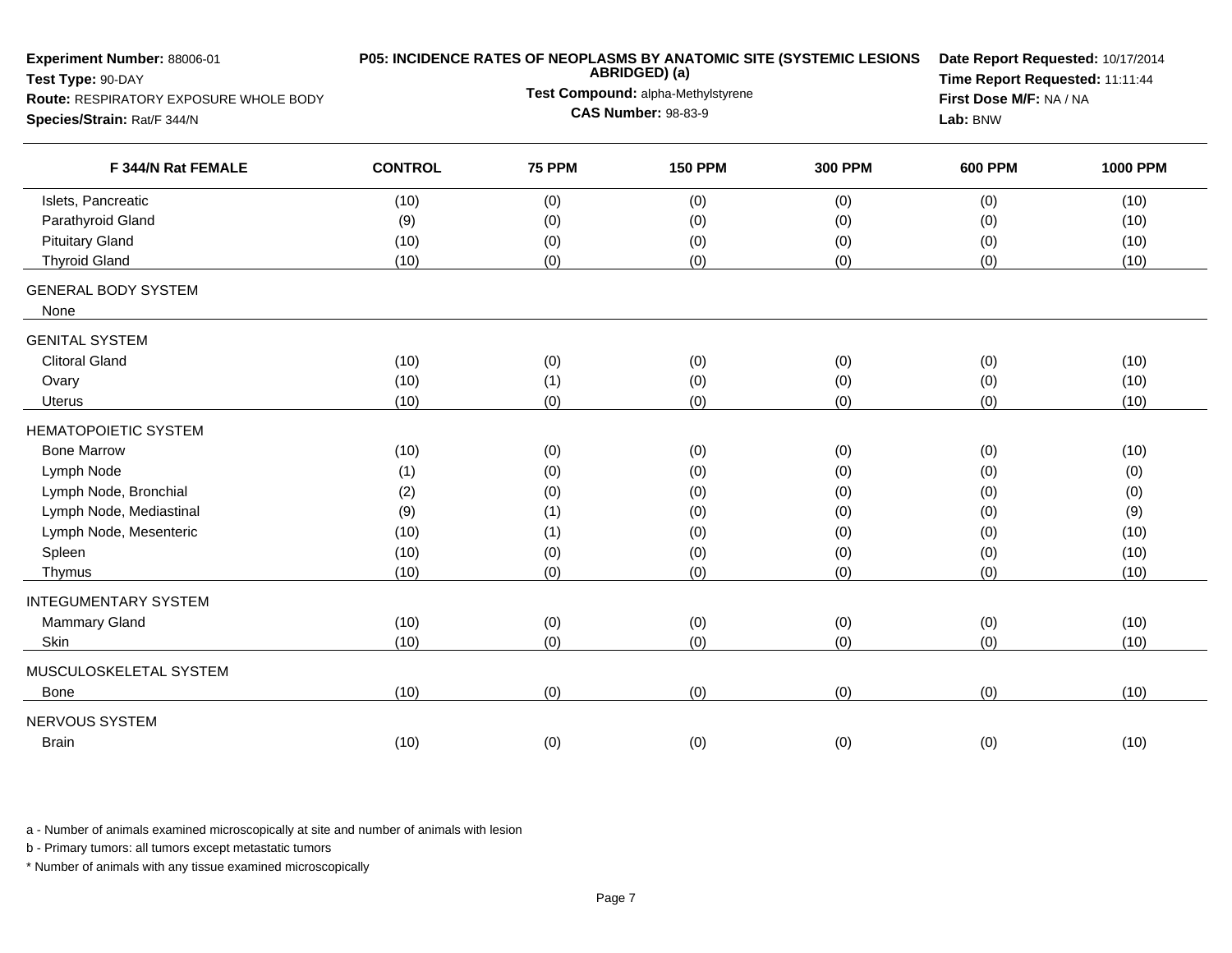**Experiment Number:** 88006-01
**Test Type:** 90-DAY
**Route:** RESPIRATORY EXPOSURE WHOLE BODY
**Species/Strain:** Rat/F 344/N

**P05: INCIDENCE RATES OF NEOPLASMS BY ANATOMIC SITE (SYSTEMIC LESIONS ABRIDGED) (a)**
**Test Compound:** alpha-Methylstyrene
**CAS Number:** 98-83-9

**Date Report Requested:** 10/17/2014
**Time Report Requested:** 11:11:44
**First Dose M/F:** NA / NA
**Lab:** BNW

| F 344/N Rat FEMALE | CONTROL | 75 PPM | 150 PPM | 300 PPM | 600 PPM | 1000 PPM |
|---|---|---|---|---|---|---|
| Islets, Pancreatic | (10) | (0) | (0) | (0) | (0) | (10) |
| Parathyroid Gland | (9) | (0) | (0) | (0) | (0) | (10) |
| Pituitary Gland | (10) | (0) | (0) | (0) | (0) | (10) |
| Thyroid Gland | (10) | (0) | (0) | (0) | (0) | (10) |
| GENERAL BODY SYSTEM | | | | | | |
| None | | | | | | |
| GENITAL SYSTEM | | | | | | |
| Clitoral Gland | (10) | (0) | (0) | (0) | (0) | (10) |
| Ovary | (10) | (1) | (0) | (0) | (0) | (10) |
| Uterus | (10) | (0) | (0) | (0) | (0) | (10) |
| HEMATOPOIETIC SYSTEM | | | | | | |
| Bone Marrow | (10) | (0) | (0) | (0) | (0) | (10) |
| Lymph Node | (1) | (0) | (0) | (0) | (0) | (0) |
| Lymph Node, Bronchial | (2) | (0) | (0) | (0) | (0) | (0) |
| Lymph Node, Mediastinal | (9) | (1) | (0) | (0) | (0) | (9) |
| Lymph Node, Mesenteric | (10) | (1) | (0) | (0) | (0) | (10) |
| Spleen | (10) | (0) | (0) | (0) | (0) | (10) |
| Thymus | (10) | (0) | (0) | (0) | (0) | (10) |
| INTEGUMENTARY SYSTEM | | | | | | |
| Mammary Gland | (10) | (0) | (0) | (0) | (0) | (10) |
| Skin | (10) | (0) | (0) | (0) | (0) | (10) |
| MUSCULOSKELETAL SYSTEM | | | | | | |
| Bone | (10) | (0) | (0) | (0) | (0) | (10) |
| NERVOUS SYSTEM | | | | | | |
| Brain | (10) | (0) | (0) | (0) | (0) | (10) |

a - Number of animals examined microscopically at site and number of animals with lesion

b - Primary tumors: all tumors except metastatic tumors

* Number of animals with any tissue examined microscopically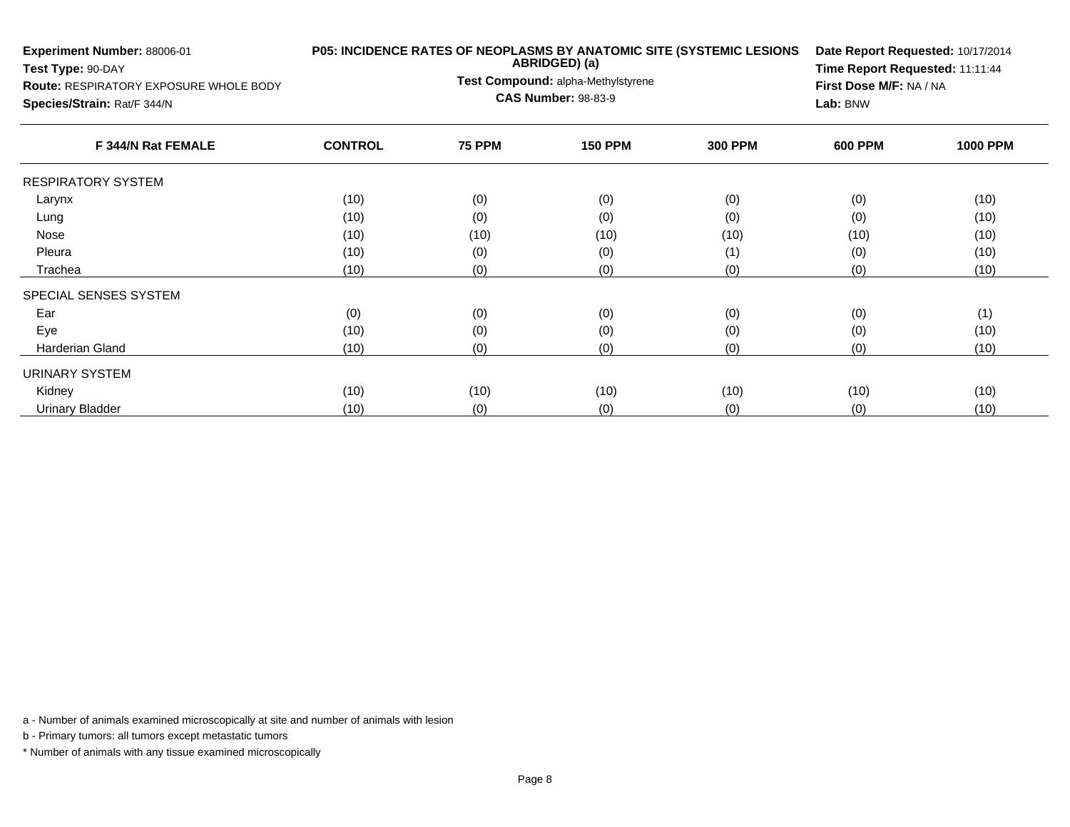**Experiment Number:** 88006-01
**Test Type:** 90-DAY
**Route:** RESPIRATORY EXPOSURE WHOLE BODY
**Species/Strain:** Rat/F 344/N

**P05: INCIDENCE RATES OF NEOPLASMS BY ANATOMIC SITE (SYSTEMIC LESIONS ABRIDGED) (a)**
**Test Compound:** alpha-Methylstyrene
**CAS Number:** 98-83-9

**Date Report Requested:** 10/17/2014
**Time Report Requested:** 11:11:44
**First Dose M/F:** NA / NA
**Lab:** BNW

| F 344/N Rat FEMALE | CONTROL | 75 PPM | 150 PPM | 300 PPM | 600 PPM | 1000 PPM |
|---|---|---|---|---|---|---|
| RESPIRATORY SYSTEM | | | | | | |
| Larynx | (10) | (0) | (0) | (0) | (0) | (10) |
| Lung | (10) | (0) | (0) | (0) | (0) | (10) |
| Nose | (10) | (10) | (10) | (10) | (10) | (10) |
| Pleura | (10) | (0) | (0) | (1) | (0) | (10) |
| Trachea | (10) | (0) | (0) | (0) | (0) | (10) |
| SPECIAL SENSES SYSTEM | | | | | | |
| Ear | (0) | (0) | (0) | (0) | (0) | (1) |
| Eye | (10) | (0) | (0) | (0) | (0) | (10) |
| Harderian Gland | (10) | (0) | (0) | (0) | (0) | (10) |
| URINARY SYSTEM | | | | | | |
| Kidney | (10) | (10) | (10) | (10) | (10) | (10) |
| Urinary Bladder | (10) | (0) | (0) | (0) | (0) | (10) |

a - Number of animals examined microscopically at site and number of animals with lesion

b - Primary tumors: all tumors except metastatic tumors

* Number of animals with any tissue examined microscopically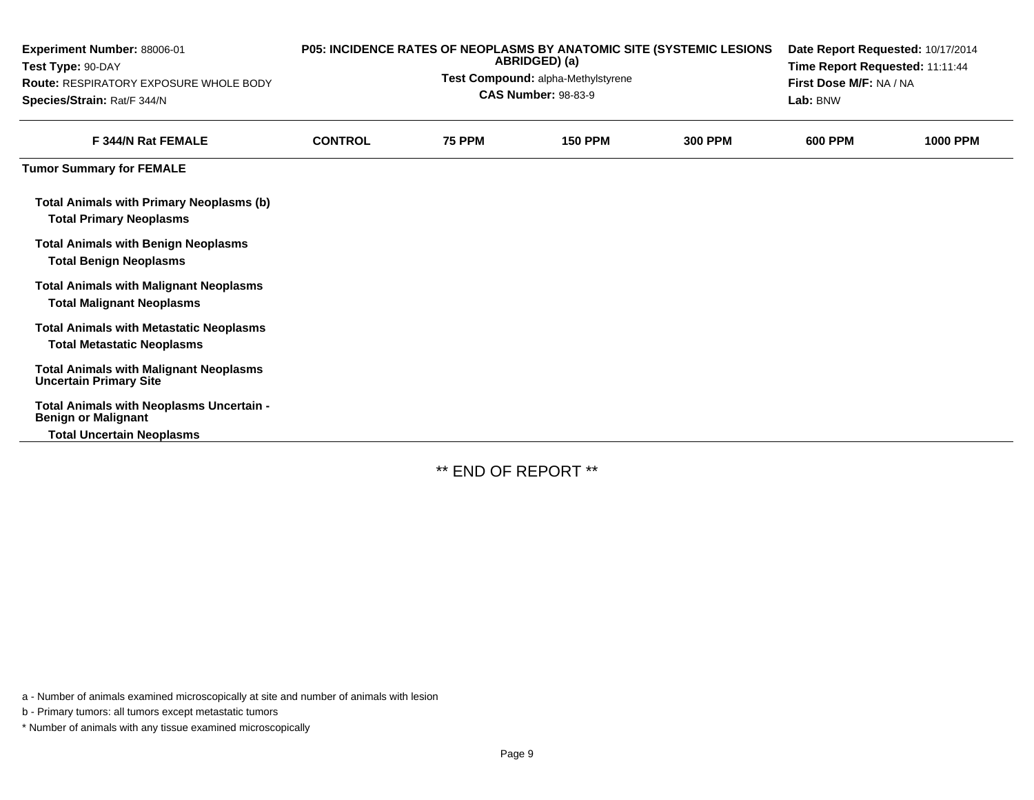**Experiment Number:** 88006-01
**Test Type:** 90-DAY
**Route:** RESPIRATORY EXPOSURE WHOLE BODY
**Species/Strain:** Rat/F 344/N

**P05: INCIDENCE RATES OF NEOPLASMS BY ANATOMIC SITE (SYSTEMIC LESIONS ABRIDGED) (a)**
**Test Compound:** alpha-Methylstyrene
**CAS Number:** 98-83-9

**Date Report Requested:** 10/17/2014
**Time Report Requested:** 11:11:44
**First Dose M/F:** NA / NA
**Lab:** BNW

| F 344/N Rat FEMALE | CONTROL | 75 PPM | 150 PPM | 300 PPM | 600 PPM | 1000 PPM |
|---|---|---|---|---|---|---|
| **Tumor Summary for FEMALE** | | | | | | |
| **Total Animals with Primary Neoplasms (b)** | | | | | | |
| **Total Primary Neoplasms** | | | | | | |
| **Total Animals with Benign Neoplasms** | | | | | | |
| **Total Benign Neoplasms** | | | | | | |
| **Total Animals with Malignant Neoplasms** | | | | | | |
| **Total Malignant Neoplasms** | | | | | | |
| **Total Animals with Metastatic Neoplasms** | | | | | | |
| **Total Metastatic Neoplasms** | | | | | | |
| **Total Animals with Malignant Neoplasms Uncertain Primary Site** | | | | | | |
| **Total Animals with Neoplasms Uncertain - Benign or Malignant** | | | | | | |
| **Total Uncertain Neoplasms** | | | | | | |

** END OF REPORT **

a - Number of animals examined microscopically at site and number of animals with lesion

b - Primary tumors: all tumors except metastatic tumors

* Number of animals with any tissue examined microscopically